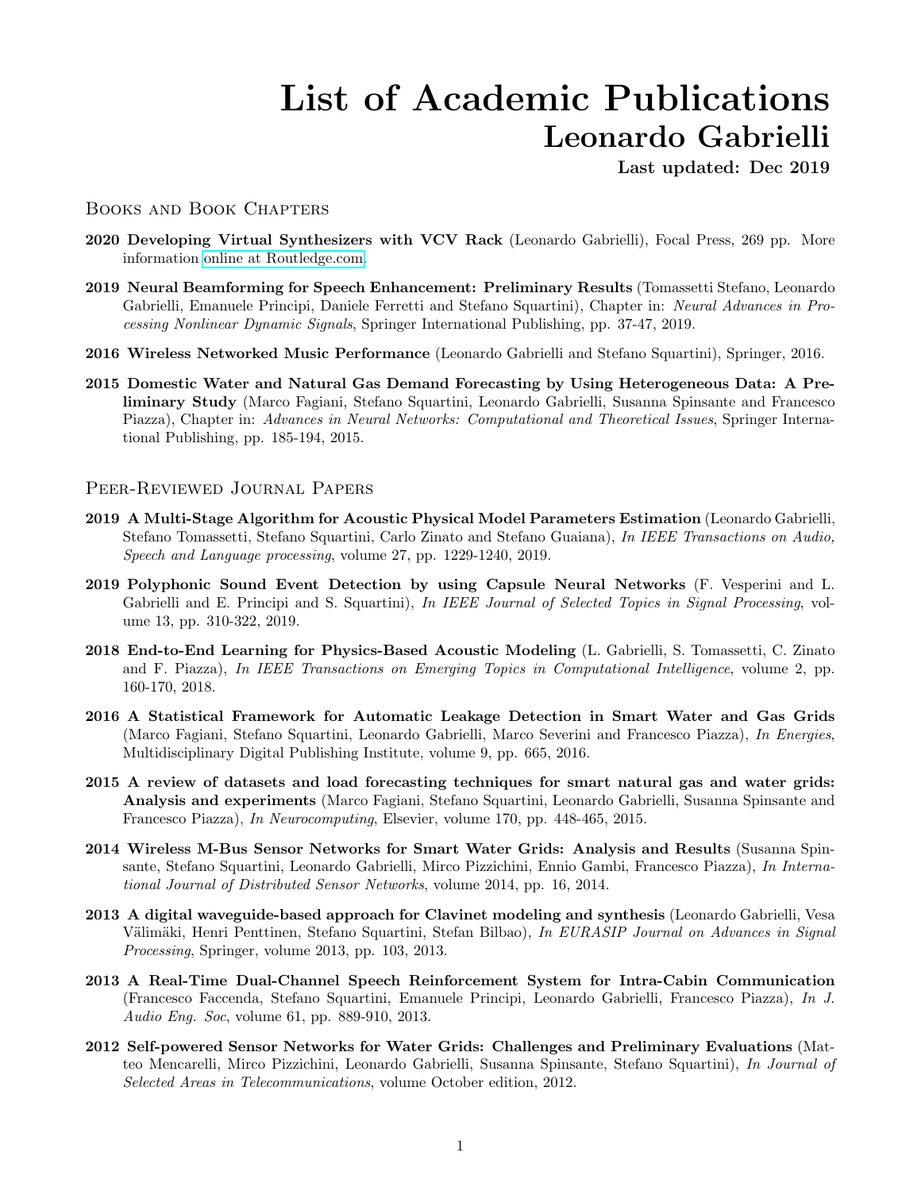# List of Academic Publications
# Leonardo Gabrielli

**Last updated: Dec 2019**

## Books and Book Chapters

**2020 Developing Virtual Synthesizers with VCV Rack** (Leonardo Gabrielli), Focal Press, 269 pp. More information online at Routledge.com.

**2019 Neural Beamforming for Speech Enhancement: Preliminary Results** (Tomassetti Stefano, Leonardo Gabrielli, Emanuele Principi, Daniele Ferretti and Stefano Squartini), Chapter in: *Neural Advances in Processing Nonlinear Dynamic Signals*, Springer International Publishing, pp. 37-47, 2019.

**2016 Wireless Networked Music Performance** (Leonardo Gabrielli and Stefano Squartini), Springer, 2016.

**2015 Domestic Water and Natural Gas Demand Forecasting by Using Heterogeneous Data: A Preliminary Study** (Marco Fagiani, Stefano Squartini, Leonardo Gabrielli, Susanna Spinsante and Francesco Piazza), Chapter in: *Advances in Neural Networks: Computational and Theoretical Issues*, Springer International Publishing, pp. 185-194, 2015.

## Peer-Reviewed Journal Papers

**2019 A Multi-Stage Algorithm for Acoustic Physical Model Parameters Estimation** (Leonardo Gabrielli, Stefano Tomassetti, Stefano Squartini, Carlo Zinato and Stefano Guaiana), *In IEEE Transactions on Audio, Speech and Language processing*, volume 27, pp. 1229-1240, 2019.

**2019 Polyphonic Sound Event Detection by using Capsule Neural Networks** (F. Vesperini and L. Gabrielli and E. Principi and S. Squartini), *In IEEE Journal of Selected Topics in Signal Processing*, volume 13, pp. 310-322, 2019.

**2018 End-to-End Learning for Physics-Based Acoustic Modeling** (L. Gabrielli, S. Tomassetti, C. Zinato and F. Piazza), *In IEEE Transactions on Emerging Topics in Computational Intelligence*, volume 2, pp. 160-170, 2018.

**2016 A Statistical Framework for Automatic Leakage Detection in Smart Water and Gas Grids** (Marco Fagiani, Stefano Squartini, Leonardo Gabrielli, Marco Severini and Francesco Piazza), *In Energies*, Multidisciplinary Digital Publishing Institute, volume 9, pp. 665, 2016.

**2015 A review of datasets and load forecasting techniques for smart natural gas and water grids: Analysis and experiments** (Marco Fagiani, Stefano Squartini, Leonardo Gabrielli, Susanna Spinsante and Francesco Piazza), *In Neurocomputing*, Elsevier, volume 170, pp. 448-465, 2015.

**2014 Wireless M-Bus Sensor Networks for Smart Water Grids: Analysis and Results** (Susanna Spinsante, Stefano Squartini, Leonardo Gabrielli, Mirco Pizzichini, Ennio Gambi, Francesco Piazza), *In International Journal of Distributed Sensor Networks*, volume 2014, pp. 16, 2014.

**2013 A digital waveguide-based approach for Clavinet modeling and synthesis** (Leonardo Gabrielli, Vesa Välimäki, Henri Penttinen, Stefano Squartini, Stefan Bilbao), *In EURASIP Journal on Advances in Signal Processing*, Springer, volume 2013, pp. 103, 2013.

**2013 A Real-Time Dual-Channel Speech Reinforcement System for Intra-Cabin Communication** (Francesco Faccenda, Stefano Squartini, Emanuele Principi, Leonardo Gabrielli, Francesco Piazza), *In J. Audio Eng. Soc*, volume 61, pp. 889-910, 2013.

**2012 Self-powered Sensor Networks for Water Grids: Challenges and Preliminary Evaluations** (Matteo Mencarelli, Mirco Pizzichini, Leonardo Gabrielli, Susanna Spinsante, Stefano Squartini), *In Journal of Selected Areas in Telecommunications*, volume October edition, 2012.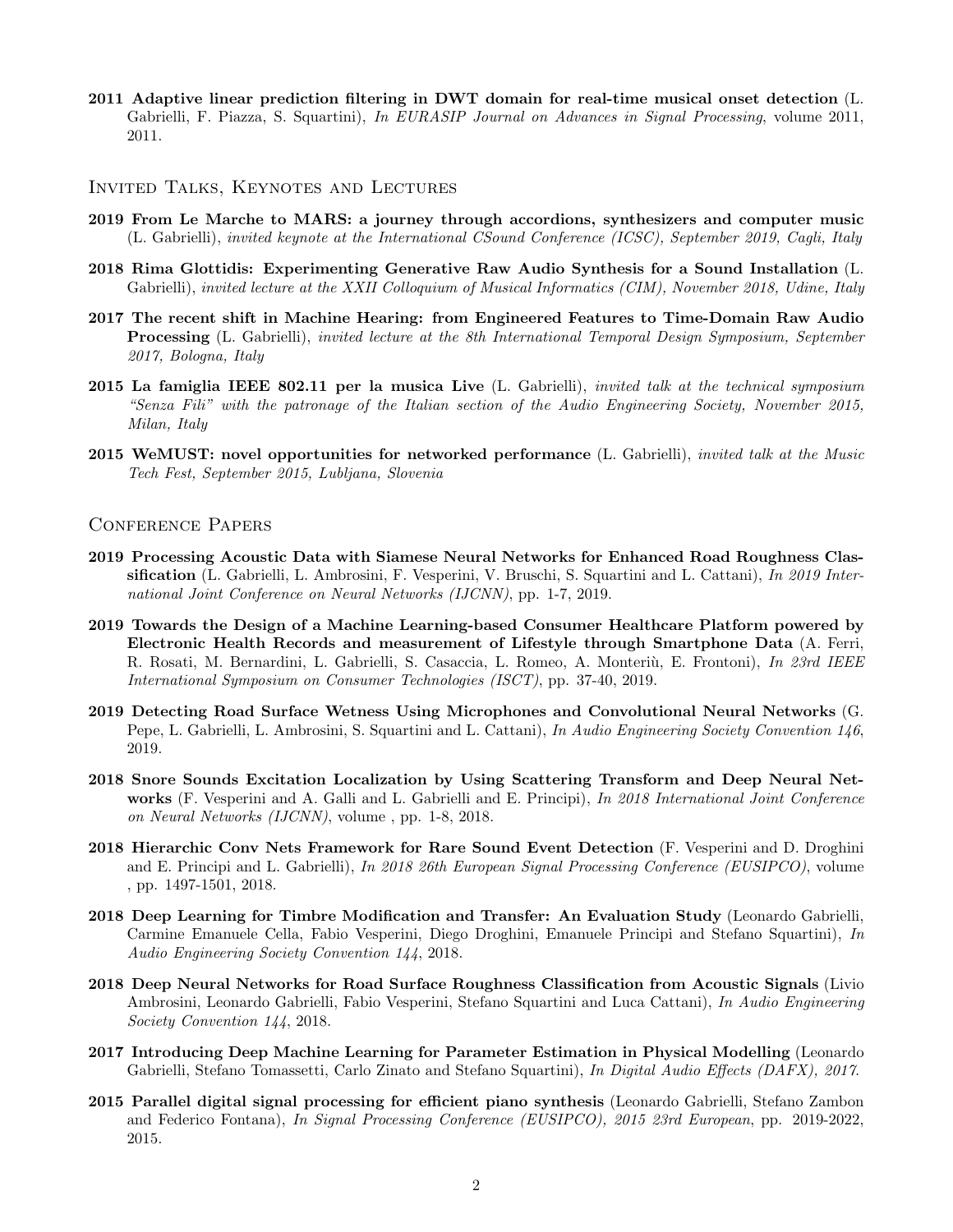**2011 Adaptive linear prediction filtering in DWT domain for real-time musical onset detection** (L. Gabrielli, F. Piazza, S. Squartini), *In EURASIP Journal on Advances in Signal Processing*, volume 2011, 2011.

## Invited Talks, Keynotes and Lectures

**2019 From Le Marche to MARS: a journey through accordions, synthesizers and computer music** (L. Gabrielli), *invited keynote at the International CSound Conference (ICSC), September 2019, Cagli, Italy*

**2018 Rima Glottidis: Experimenting Generative Raw Audio Synthesis for a Sound Installation** (L. Gabrielli), *invited lecture at the XXII Colloquium of Musical Informatics (CIM), November 2018, Udine, Italy*

**2017 The recent shift in Machine Hearing: from Engineered Features to Time-Domain Raw Audio Processing** (L. Gabrielli), *invited lecture at the 8th International Temporal Design Symposium, September 2017, Bologna, Italy*

**2015 La famiglia IEEE 802.11 per la musica Live** (L. Gabrielli), *invited talk at the technical symposium "Senza Fili" with the patronage of the Italian section of the Audio Engineering Society, November 2015, Milan, Italy*

**2015 WeMUST: novel opportunities for networked performance** (L. Gabrielli), *invited talk at the Music Tech Fest, September 2015, Lubljana, Slovenia*

## Conference Papers

**2019 Processing Acoustic Data with Siamese Neural Networks for Enhanced Road Roughness Classification** (L. Gabrielli, L. Ambrosini, F. Vesperini, V. Bruschi, S. Squartini and L. Cattani), *In 2019 International Joint Conference on Neural Networks (IJCNN)*, pp. 1-7, 2019.

**2019 Towards the Design of a Machine Learning-based Consumer Healthcare Platform powered by Electronic Health Records and measurement of Lifestyle through Smartphone Data** (A. Ferri, R. Rosati, M. Bernardini, L. Gabrielli, S. Casaccia, L. Romeo, A. Monteriù, E. Frontoni), *In 23rd IEEE International Symposium on Consumer Technologies (ISCT)*, pp. 37-40, 2019.

**2019 Detecting Road Surface Wetness Using Microphones and Convolutional Neural Networks** (G. Pepe, L. Gabrielli, L. Ambrosini, S. Squartini and L. Cattani), *In Audio Engineering Society Convention 146*, 2019.

**2018 Snore Sounds Excitation Localization by Using Scattering Transform and Deep Neural Networks** (F. Vesperini and A. Galli and L. Gabrielli and E. Principi), *In 2018 International Joint Conference on Neural Networks (IJCNN)*, volume , pp. 1-8, 2018.

**2018 Hierarchic Conv Nets Framework for Rare Sound Event Detection** (F. Vesperini and D. Droghini and E. Principi and L. Gabrielli), *In 2018 26th European Signal Processing Conference (EUSIPCO)*, volume , pp. 1497-1501, 2018.

**2018 Deep Learning for Timbre Modification and Transfer: An Evaluation Study** (Leonardo Gabrielli, Carmine Emanuele Cella, Fabio Vesperini, Diego Droghini, Emanuele Principi and Stefano Squartini), *In Audio Engineering Society Convention 144*, 2018.

**2018 Deep Neural Networks for Road Surface Roughness Classification from Acoustic Signals** (Livio Ambrosini, Leonardo Gabrielli, Fabio Vesperini, Stefano Squartini and Luca Cattani), *In Audio Engineering Society Convention 144*, 2018.

**2017 Introducing Deep Machine Learning for Parameter Estimation in Physical Modelling** (Leonardo Gabrielli, Stefano Tomassetti, Carlo Zinato and Stefano Squartini), *In Digital Audio Effects (DAFX), 2017.*

**2015 Parallel digital signal processing for efficient piano synthesis** (Leonardo Gabrielli, Stefano Zambon and Federico Fontana), *In Signal Processing Conference (EUSIPCO), 2015 23rd European*, pp. 2019-2022, 2015.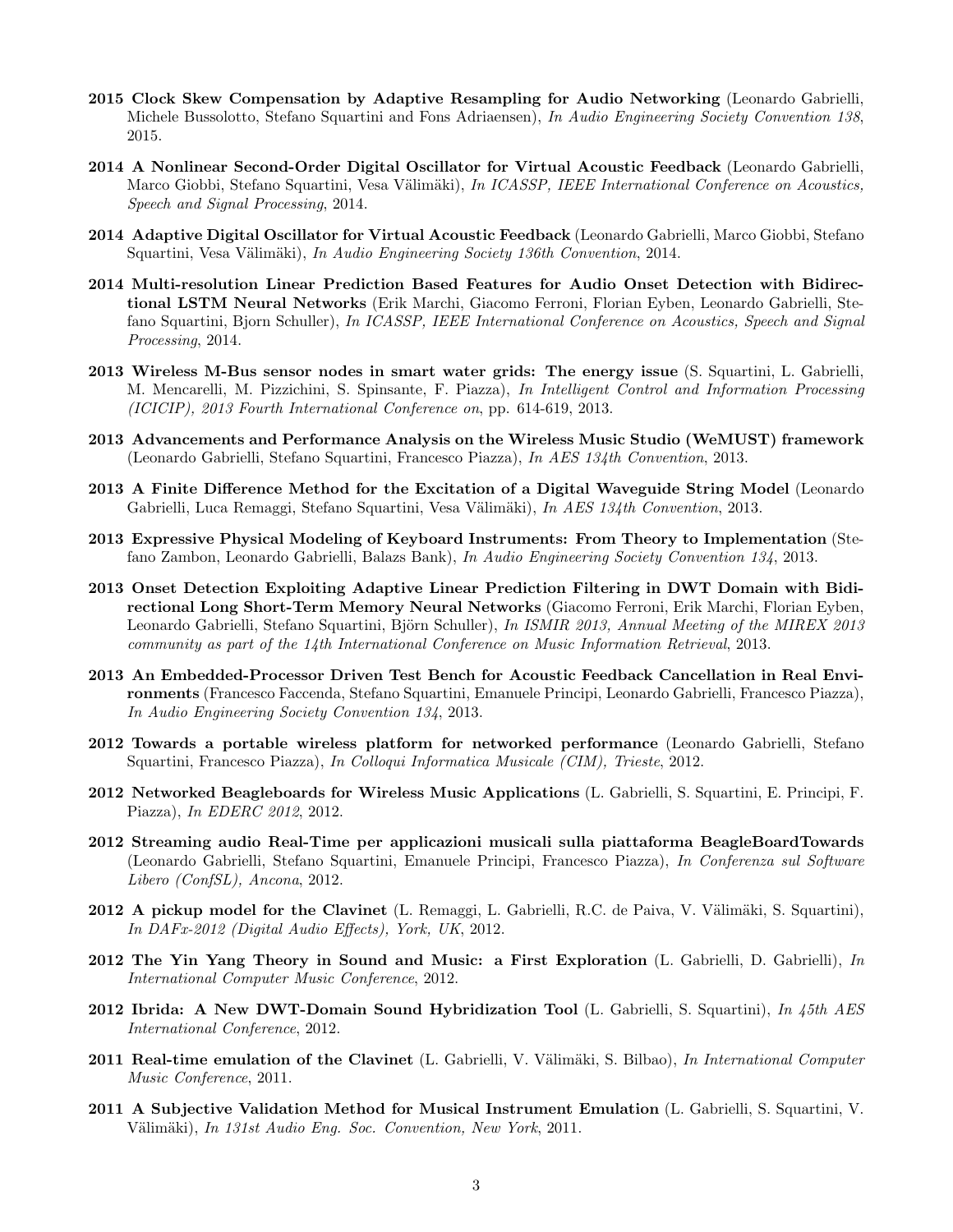- **2015 Clock Skew Compensation by Adaptive Resampling for Audio Networking** (Leonardo Gabrielli, Michele Bussolotto, Stefano Squartini and Fons Adriaensen), *In Audio Engineering Society Convention 138*, 2015.

- **2014 A Nonlinear Second-Order Digital Oscillator for Virtual Acoustic Feedback** (Leonardo Gabrielli, Marco Giobbi, Stefano Squartini, Vesa Välimäki), *In ICASSP, IEEE International Conference on Acoustics, Speech and Signal Processing*, 2014.

- **2014 Adaptive Digital Oscillator for Virtual Acoustic Feedback** (Leonardo Gabrielli, Marco Giobbi, Stefano Squartini, Vesa Välimäki), *In Audio Engineering Society 136th Convention*, 2014.

- **2014 Multi-resolution Linear Prediction Based Features for Audio Onset Detection with Bidirectional LSTM Neural Networks** (Erik Marchi, Giacomo Ferroni, Florian Eyben, Leonardo Gabrielli, Stefano Squartini, Bjorn Schuller), *In ICASSP, IEEE International Conference on Acoustics, Speech and Signal Processing*, 2014.

- **2013 Wireless M-Bus sensor nodes in smart water grids: The energy issue** (S. Squartini, L. Gabrielli, M. Mencarelli, M. Pizzichini, S. Spinsante, F. Piazza), *In Intelligent Control and Information Processing (ICICIP), 2013 Fourth International Conference on*, pp. 614-619, 2013.

- **2013 Advancements and Performance Analysis on the Wireless Music Studio (WeMUST) framework** (Leonardo Gabrielli, Stefano Squartini, Francesco Piazza), *In AES 134th Convention*, 2013.

- **2013 A Finite Difference Method for the Excitation of a Digital Waveguide String Model** (Leonardo Gabrielli, Luca Remaggi, Stefano Squartini, Vesa Välimäki), *In AES 134th Convention*, 2013.

- **2013 Expressive Physical Modeling of Keyboard Instruments: From Theory to Implementation** (Stefano Zambon, Leonardo Gabrielli, Balazs Bank), *In Audio Engineering Society Convention 134*, 2013.

- **2013 Onset Detection Exploiting Adaptive Linear Prediction Filtering in DWT Domain with Bidirectional Long Short-Term Memory Neural Networks** (Giacomo Ferroni, Erik Marchi, Florian Eyben, Leonardo Gabrielli, Stefano Squartini, Björn Schuller), *In ISMIR 2013, Annual Meeting of the MIREX 2013 community as part of the 14th International Conference on Music Information Retrieval*, 2013.

- **2013 An Embedded-Processor Driven Test Bench for Acoustic Feedback Cancellation in Real Environments** (Francesco Faccenda, Stefano Squartini, Emanuele Principi, Leonardo Gabrielli, Francesco Piazza), *In Audio Engineering Society Convention 134*, 2013.

- **2012 Towards a portable wireless platform for networked performance** (Leonardo Gabrielli, Stefano Squartini, Francesco Piazza), *In Colloqui Informatica Musicale (CIM), Trieste*, 2012.

- **2012 Networked Beagleboards for Wireless Music Applications** (L. Gabrielli, S. Squartini, E. Principi, F. Piazza), *In EDERC 2012*, 2012.

- **2012 Streaming audio Real-Time per applicazioni musicali sulla piattaforma BeagleBoardTowards** (Leonardo Gabrielli, Stefano Squartini, Emanuele Principi, Francesco Piazza), *In Conferenza sul Software Libero (ConfSL), Ancona*, 2012.

- **2012 A pickup model for the Clavinet** (L. Remaggi, L. Gabrielli, R.C. de Paiva, V. Välimäki, S. Squartini), *In DAFx-2012 (Digital Audio Effects), York, UK*, 2012.

- **2012 The Yin Yang Theory in Sound and Music: a First Exploration** (L. Gabrielli, D. Gabrielli), *In International Computer Music Conference*, 2012.

- **2012 Ibrida: A New DWT-Domain Sound Hybridization Tool** (L. Gabrielli, S. Squartini), *In 45th AES International Conference*, 2012.

- **2011 Real-time emulation of the Clavinet** (L. Gabrielli, V. Välimäki, S. Bilbao), *In International Computer Music Conference*, 2011.

- **2011 A Subjective Validation Method for Musical Instrument Emulation** (L. Gabrielli, S. Squartini, V. Välimäki), *In 131st Audio Eng. Soc. Convention, New York*, 2011.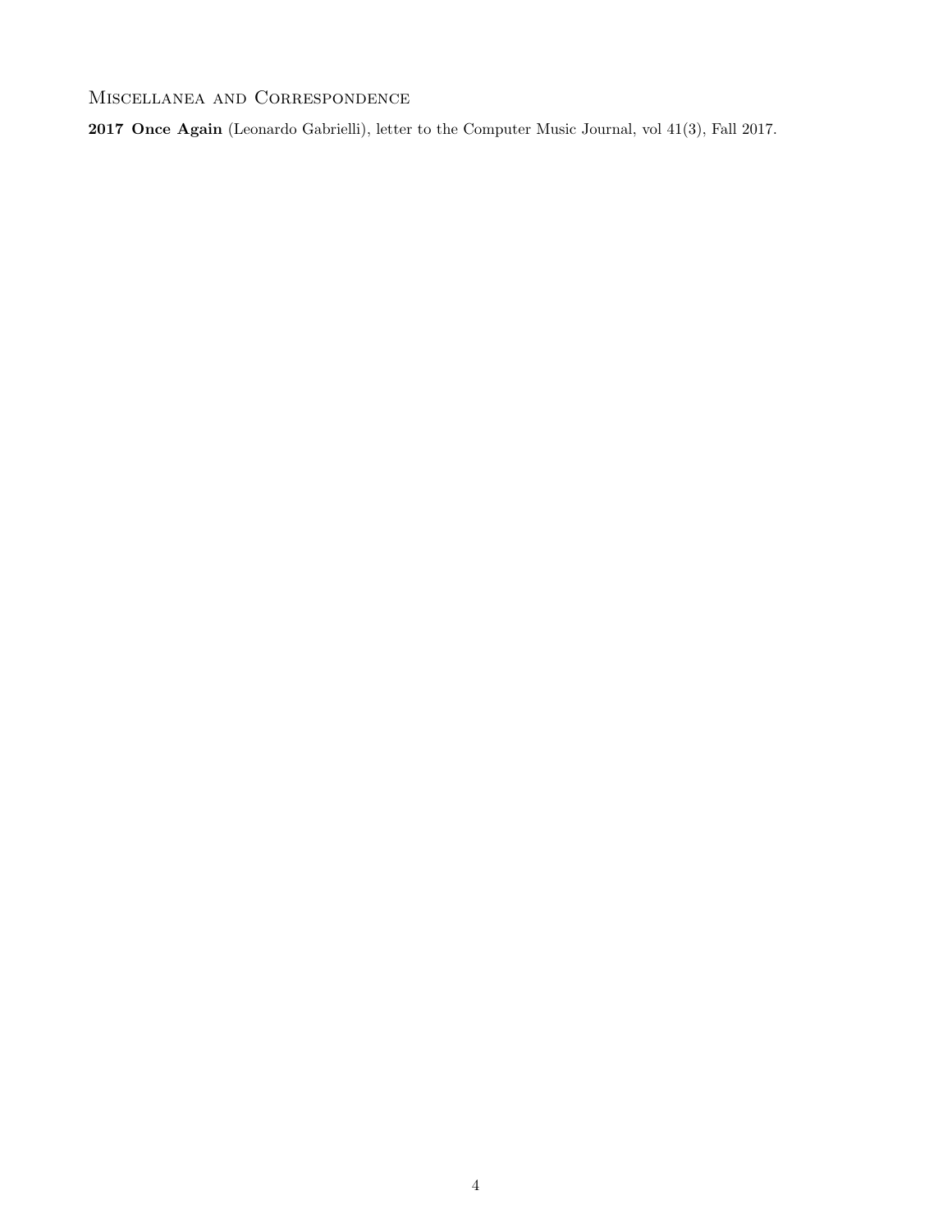## Miscellanea and Correspondence

**2017 Once Again** (Leonardo Gabrielli), letter to the Computer Music Journal, vol 41(3), Fall 2017.